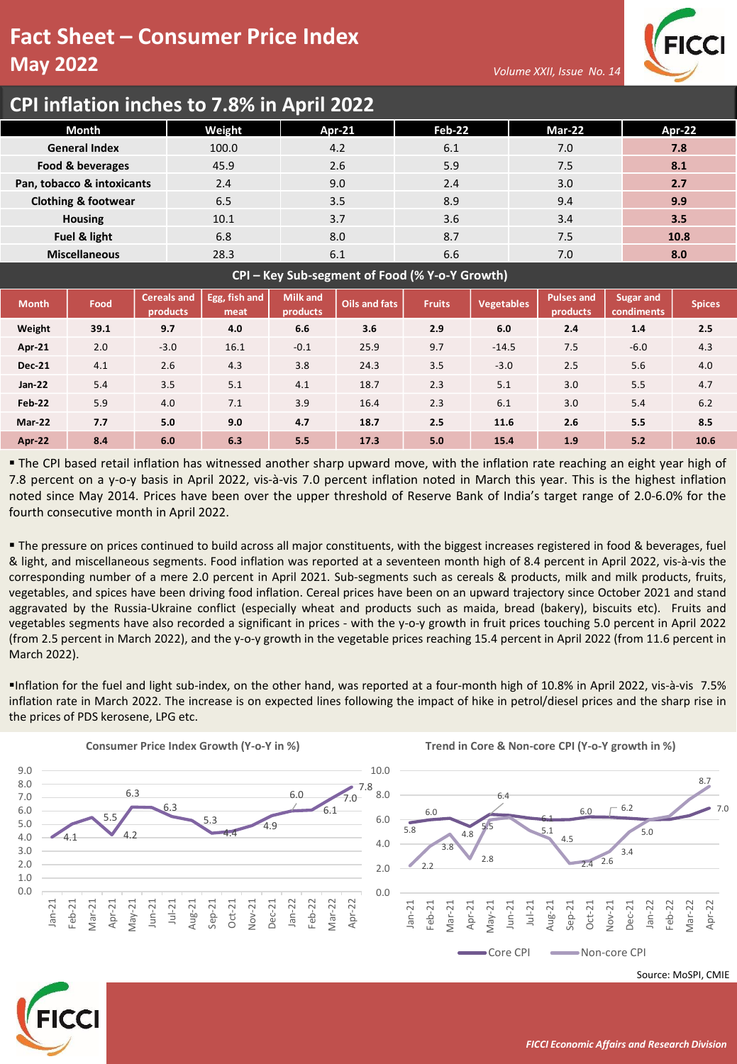# Fact Sheet – Consumer Price Index

## May 2022

Volume XXII, Issue No. 14

## CPI inflation inches to 7.8% in April 2022

| Month | Weight | Apr-21 | Feb-22 | Mar-22 | Apr-22 |
|---|---|---|---|---|---|
| General Index | 100.0 | 4.2 | 6.1 | 7.0 | **7.8** |
| Food & beverages | 45.9 | 2.6 | 5.9 | 7.5 | **8.1** |
| Pan, tobacco & intoxicants | 2.4 | 9.0 | 2.4 | 3.0 | **2.7** |
| Clothing & footwear | 6.5 | 3.5 | 8.9 | 9.4 | **9.9** |
| Housing | 10.1 | 3.7 | 3.6 | 3.4 | **3.5** |
| Fuel & light | 6.8 | 8.0 | 8.7 | 7.5 | **10.8** |
| Miscellaneous | 28.3 | 6.1 | 6.6 | 7.0 | **8.0** |

**CPI – Key Sub-segment of Food (% Y-o-Y Growth)**

| Month | Food | Cereals and products | Egg, fish and meat | Milk and products | Oils and fats | Fruits | Vegetables | Pulses and products | Sugar and condiments | Spices |
|---|---|---|---|---|---|---|---|---|---|---|
| **Weight** | **39.1** | **9.7** | **4.0** | **6.6** | **3.6** | **2.9** | **6.0** | **2.4** | **1.4** | **2.5** |
| **Apr-21** | 2.0 | -3.0 | 16.1 | -0.1 | 25.9 | 9.7 | -14.5 | 7.5 | -6.0 | 4.3 |
| **Dec-21** | 4.1 | 2.6 | 4.3 | 3.8 | 24.3 | 3.5 | -3.0 | 2.5 | 5.6 | 4.0 |
| **Jan-22** | 5.4 | 3.5 | 5.1 | 4.1 | 18.7 | 2.3 | 5.1 | 3.0 | 5.5 | 4.7 |
| **Feb-22** | 5.9 | 4.0 | 7.1 | 3.9 | 16.4 | 2.3 | 6.1 | 3.0 | 5.4 | 6.2 |
| **Mar-22** | **7.7** | **5.0** | **9.0** | **4.7** | **18.7** | **2.5** | **11.6** | **2.6** | **5.5** | **8.5** |
| **Apr-22** | **8.4** | **6.0** | **6.3** | **5.5** | **17.3** | **5.0** | **15.4** | **1.9** | **5.2** | **10.6** |

- The CPI based retail inflation has witnessed another sharp upward move, with the inflation rate reaching an eight year high of 7.8 percent on a y-o-y basis in April 2022, vis-à-vis 7.0 percent inflation noted in March this year. This is the highest inflation noted since May 2014. Prices have been over the upper threshold of Reserve Bank of India's target range of 2.0-6.0% for the fourth consecutive month in April 2022.

- The pressure on prices continued to build across all major constituents, with the biggest increases registered in food & beverages, fuel & light, and miscellaneous segments. Food inflation was reported at a seventeen month high of 8.4 percent in April 2022, vis-à-vis the corresponding number of a mere 2.0 percent in April 2021. Sub-segments such as cereals & products, milk and milk products, fruits, vegetables, and spices have been driving food inflation. Cereal prices have been on an upward trajectory since October 2021 and stand aggravated by the Russia-Ukraine conflict (especially wheat and products such as maida, bread (bakery), biscuits etc). Fruits and vegetables segments have also recorded a significant in prices - with the y-o-y growth in fruit prices touching 5.0 percent in April 2022 (from 2.5 percent in March 2022), and the y-o-y growth in the vegetable prices reaching 15.4 percent in April 2022 (from 11.6 percent in March 2022).

- Inflation for the fuel and light sub-index, on the other hand, was reported at a four-month high of 10.8% in April 2022, vis-à-vis 7.5% inflation rate in March 2022. The increase is on expected lines following the impact of hike in petrol/diesel prices and the sharp rise in the prices of PDS kerosene, LPG etc.

**Consumer Price Index Growth (Y-o-Y in %)**

| Jan-21 | Feb-21 | Mar-21 | Apr-21 | May-21 | Jun-21 | Jul-21 | Aug-21 | Sep-21 | Oct-21 | Nov-21 | Dec-21 | Jan-22 | Feb-22 | Mar-22 | Apr-22 |
|---|---|---|---|---|---|---|---|---|---|---|---|---|---|---|---|
| 4.1 | | 5.5 | 4.2 | 6.3 | 6.3 | | 5.3 | 4.4 | | 4.9 | | 6.0 | 6.1 | 7.0 | 7.8 |

**Trend in Core & Non-core CPI (Y-o-Y growth in %)**

| Series | Jan-21 | Feb-21 | Mar-21 | Apr-21 | May-21 | Jun-21 | Jul-21 | Aug-21 | Sep-21 | Oct-21 | Nov-21 | Dec-21 | Jan-22 | Feb-22 | Mar-22 | Apr-22 |
|---|---|---|---|---|---|---|---|---|---|---|---|---|---|---|---|---|
| Core CPI | 5.8 | 6.0 | | 5.5 | 6.4 | | 6.1 | | | 6.0 | 6.2 | | | | | 7.0 |
| Non-core CPI | 2.2 | 3.8 | 4.8 | 2.8 | | | 5.1 | 4.5 | 2.4 | 2.6 | 3.4 | 5.0 | | | | 8.7 |

Source: MoSPI, CMIE

*FICCI Economic Affairs and Research Division*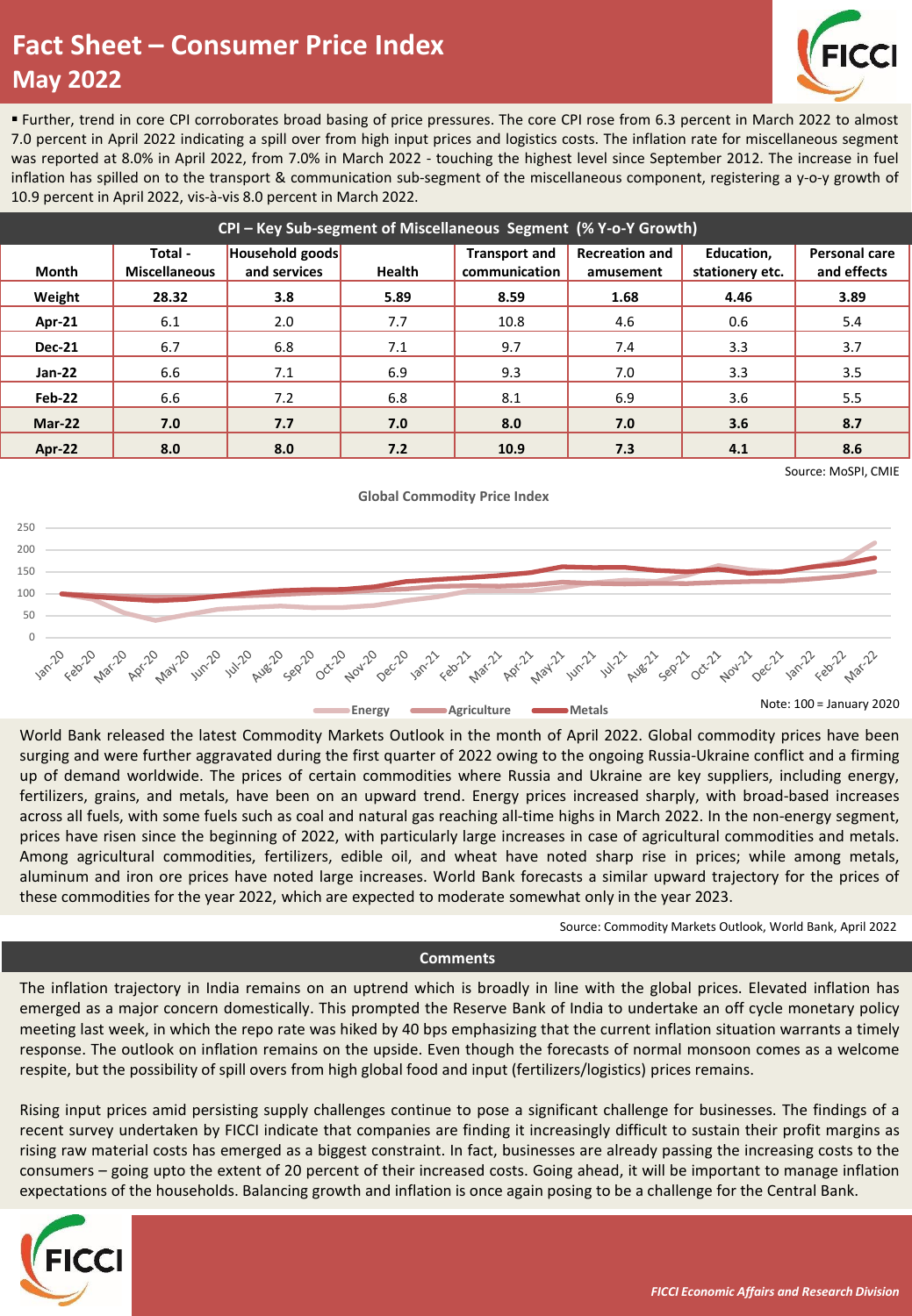# Fact Sheet – Consumer Price Index
## May 2022

- Further, trend in core CPI corroborates broad basing of price pressures. The core CPI rose from 6.3 percent in March 2022 to almost 7.0 percent in April 2022 indicating a spill over from high input prices and logistics costs. The inflation rate for miscellaneous segment was reported at 8.0% in April 2022, from 7.0% in March 2022 - touching the highest level since September 2012. The increase in fuel inflation has spilled on to the transport & communication sub-segment of the miscellaneous component, registering a y-o-y growth of 10.9 percent in April 2022, vis-à-vis 8.0 percent in March 2022.

**CPI – Key Sub-segment of Miscellaneous Segment (% Y-o-Y Growth)**

| Month | Total - Miscellaneous | Household goods and services | Health | Transport and communication | Recreation and amusement | Education, stationery etc. | Personal care and effects |
|---|---|---|---|---|---|---|---|
| **Weight** | **28.32** | **3.8** | **5.89** | **8.59** | **1.68** | **4.46** | **3.89** |
| **Apr-21** | 6.1 | 2.0 | 7.7 | 10.8 | 4.6 | 0.6 | 5.4 |
| **Dec-21** | 6.7 | 6.8 | 7.1 | 9.7 | 7.4 | 3.3 | 3.7 |
| **Jan-22** | 6.6 | 7.1 | 6.9 | 9.3 | 7.0 | 3.3 | 3.5 |
| **Feb-22** | 6.6 | 7.2 | 6.8 | 8.1 | 6.9 | 3.6 | 5.5 |
| **Mar-22** | **7.0** | **7.7** | **7.0** | **8.0** | **7.0** | **3.6** | **8.7** |
| **Apr-22** | **8.0** | **8.0** | **7.2** | **10.9** | **7.3** | **4.1** | **8.6** |

Source: MoSPI, CMIE

**Global Commodity Price Index**

250
200
150
100
50
0

Jan-20 Feb-20 Mar-20 Apr-20 May-20 Jun-20 Jul-20 Aug-20 Sep-20 Oct-20 Nov-20 Dec-20 Jan-21 Feb-21 Mar-21 Apr-21 May-21 Jun-21 Jul-21 Aug-21 Sep-21 Oct-21 Nov-21 Dec-21 Jan-22 Feb-22 Mar-22

Energy   Agriculture   Metals

Note: 100 = January 2020

World Bank released the latest Commodity Markets Outlook in the month of April 2022. Global commodity prices have been surging and were further aggravated during the first quarter of 2022 owing to the ongoing Russia-Ukraine conflict and a firming up of demand worldwide. The prices of certain commodities where Russia and Ukraine are key suppliers, including energy, fertilizers, grains, and metals, have been on an upward trend. Energy prices increased sharply, with broad-based increases across all fuels, with some fuels such as coal and natural gas reaching all-time highs in March 2022. In the non-energy segment, prices have risen since the beginning of 2022, with particularly large increases in case of agricultural commodities and metals. Among agricultural commodities, fertilizers, edible oil, and wheat have noted sharp rise in prices; while among metals, aluminum and iron ore prices have noted large increases. World Bank forecasts a similar upward trajectory for the prices of these commodities for the year 2022, which are expected to moderate somewhat only in the year 2023.

Source: Commodity Markets Outlook, World Bank, April 2022

### Comments

The inflation trajectory in India remains on an uptrend which is broadly in line with the global prices. Elevated inflation has emerged as a major concern domestically. This prompted the Reserve Bank of India to undertake an off cycle monetary policy meeting last week, in which the repo rate was hiked by 40 bps emphasizing that the current inflation situation warrants a timely response. The outlook on inflation remains on the upside. Even though the forecasts of normal monsoon comes as a welcome respite, but the possibility of spill overs from high global food and input (fertilizers/logistics) prices remains.

Rising input prices amid persisting supply challenges continue to pose a significant challenge for businesses. The findings of a recent survey undertaken by FICCI indicate that companies are finding it increasingly difficult to sustain their profit margins as rising raw material costs has emerged as a biggest constraint. In fact, businesses are already passing the increasing costs to the consumers – going upto the extent of 20 percent of their increased costs. Going ahead, it will be important to manage inflation expectations of the households. Balancing growth and inflation is once again posing to be a challenge for the Central Bank.

*FICCI Economic Affairs and Research Division*